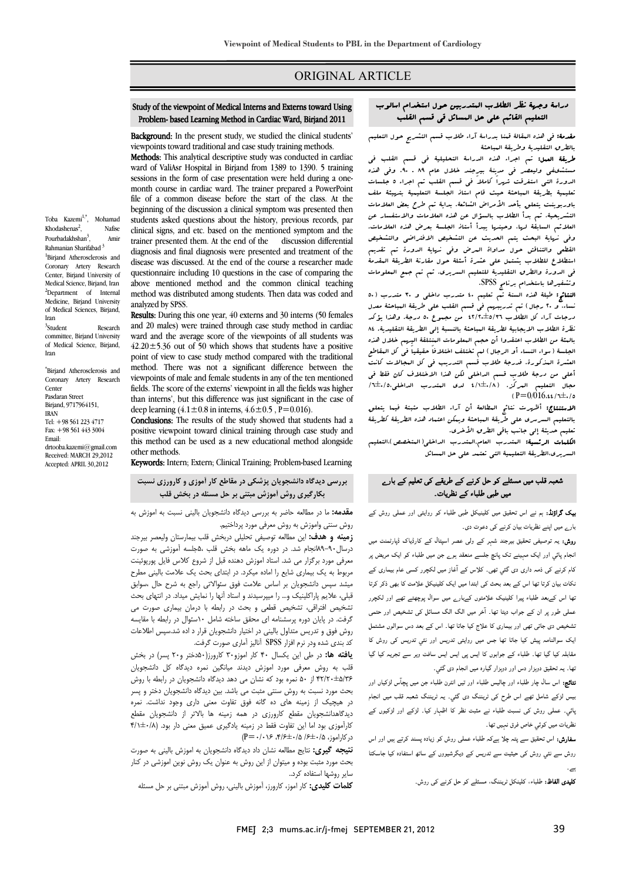# ORIGINAL ARTICLE

## Study of the viewpoint of Medical Interns and Externs toward Using Problem- based Learning Method in Cardiac Ward, Birjand 2011

Toba Kazemi[1,*], Mohamad Khodashenas[2], Nafise Pourbadakhshan[3], Amir Rahmanian Sharifabad[3]

[1]Birjand Atherosclerosis and Coronary Artery Research Center, Birjand University of Medical Science, Birjand, Iran
[2]Department of Internal Medicine, Birjand University of Medical Sciences, Birjand, Iran
[3]Student Research committee, Birjand University of Medical Science, Birjand, Iran

*Birjand Atherosclerosis and Coronary Artery Research Center
Pasdaran Street
Birjand, 9717964151, IRAN
Tel: +98 561 223 4717
Fax: +98 561 443 3004
Email: drtooba.kazemi@gmail.com
Received: MARCH 29,2012
Accepted: APRIL 30,2012

**Background:** In the present study, we studied the clinical students' viewpoints toward traditional and case study training methods.

**Methods:** This analytical descriptive study was conducted in cardiac ward of ValiAsr Hospital in Birjand from 1389 to 1390. 5 training sessions in the form of case presentation were held during a one-month course in cardiac ward. The trainer prepared a PowerPoint file of a common disease before the start of the class. At the beginning of the discussion a clinical symptom was presented then students asked questions about the history, previous records, par clinical signs, and etc. based on the mentioned symptom and the trainer presented them. At the end of the discussion differential diagnosis and final diagnosis were presented and treatment of the disease was discussed. At the end of the course a researcher made questionnaire including 10 questions in the case of comparing the above mentioned method and the common clinical teaching method was distributed among students. Then data was coded and analyzed by SPSS.

**Results:** During this one year, 40 externs and 30 interns (50 females and 20 males) were trained through case study method in cardiac ward and the average score of the viewpoints of all students was $42.20 \pm 5.36$ out of 50 which shows that students have a positive point of view to case study method compared with the traditional method. There was not a significant difference between the viewpoints of male and female students in any of the ten mentioned fields. The score of the externs' viewpoint in all the fields was higher than interns', but this difference was just significant in the case of deep learning ($4.1 \pm 0.8$ in interns, $4.6 \pm 0.5$ , $P=0.016$).

**Conclusions:** The results of the study showed that students had a positive viewpoint toward clinical training through case study and this method can be used as a new educational method alongside other methods.

**Keywords:** Intern; Extern; Clinical Training; Problem-based Learning

## دراسة وجهة نظر الطلاب المتدربين حول استخدام اسالوب التعليم القائم على حل المسائل في قسم القلب

**مقدمة:** في هذه المقالة قمنا بدراسة آراء طلاب قسم التشريح حول التعليم بالطرق التقليدية وطريقة المباحثة

**طريقة العمل:** تم اجراء هذه الدراسة التحليلية في قسم القلب في مستشفى وليعصر في مدينة بيرجند خلال عام ٨٩ ـ ٩٠. وفي هذه الدورة التي استغرقت شهراً كاملاً في قسم القلب تم اجراء ٥ جلسات تعليمية بطريقة المباحثة حيث قام استاذ الجلسة التعليمية بتهيئة ملف باوربوينت يتعلق بأحد الأمراض الشائعة. بداية تم طرح بعض العلامات التشريحية. ثم بدأ الطلاب بالسؤال عن هذه العلامات والاستفسار عن العلائم السابقة لها. وحينها يبدأ أستاذ الجلسة بعرض هذه العلامات. وفي نهاية البحث يتم الحديث عن التشخيص الافتراضي والتشخيص القطعي والنقاش حول مداواة المرض وفي نهاية الدورة تم تقديم استطلاع للطلاب يشتمل على عشرة أسئلة حول مقارنة الطريقة المقدمة في الدورة والطرق التقليدية للتعليم السريري. ثم تم جمع المعلومات وتشفيرها باستخدام برنامج SPSS.

**النتائج:** طيلة هذه السنة تم تعليم ٤٠ متدرب داخلي و ٣٠ متدرب (٥٠ نساء و ٢٠ رجال) تم تدريبهم في قسم القلب على طريقة المباحثة معدل درجات آراء كل الطلاب ٣٦/٥±٢٠/٤٢ من مجموع ٥٠ درجة. وهذا يؤكد نظرة الطلاب الايجابية لطريقة المباحثة بالنسبة إلى الطريقة التقليدية. ٨٤ بالمئة من الطلاب اعتقدوا أن حجم المعلومات المنتقلة اليهم خلال هذه الجلسة (سواء النساء أو الرجال) لم تختلف اختلافاً حقيقياً في كل المقاطع العشرة المذكورة. فدرجة طلاب قسم التدريب في كل المجالات كانت أعلى من درجة طلاب قسم الداخلي لكن هذا الاختلاف كان فقط في مجال التعليم المركز. (٠/٨±٤/١ لدى المتدرب الداخلي،٠/٥±٦/٤ (P=0/016.

**الاستنتاج:** أظهرت نتائج المطالعة أن آراء الطلاب مثبتة فيما يتعلق بالتعليم السريري على طريقة المباحثة ويمكن اعتماد هذه الطريقة كطريقة تعليم حديثة إلى جانب باقي الطرق الأخرى.

**الكلمات الرئيسية:** المتدرب العام،المتدرب الداخلي( المتخصص)،التعليم السريري،الطريقة التعليمية التي تعتمد على حل المسائل

## بررسی دیدگاه دانشجویان پزشکی در مقاطع کار آموزی و کارورزی نسبت بکارگیری روش آموزش مبتنی بر حل مسئله در بخش قلب

**مقدمه:** ما در مطالعه حاضر به بررسی دیدگاه دانشجویان بالینی نسبت به اموزش به روش سنتی واموزش به روش معرفی مورد پرداختیم.

**زمینه و هدف:** این مطالعه توصیفی تحلیلی دربخش قلب بیمارستان ولیعصر بیرجند درسال۹۰-۸۹انجام شد. در دوره یک ماهه بخش قلب ،۵جلسه آموزشی به صورت معرفی مورد برگزار می شد. استاد آموزش دهنده قبل از شروع کلاس فایل پورپوئینت مربوط به یک بیماری شایع را اماده میکرد. در ابتدای بحث یک علامت بالینی مطرح میشد سپس دانشجویان بر اساس علامت فوق سؤالاتی راجع به شرح حال ،سوابق قبلی، علایم پاراکلینیک و... را میپرسیدند و استاد آنها را نمایش میداد. در انتهای بحث تشخیص افتراقی، تشخیص قطعی و بحث در رابطه با درمان بیماری صورت می گرفت. در پایان دوره پرسشنامه ای محقق ساخته شامل ۱۰سؤال در رابطه با مقایسه روش فوق و تدریس متداول بالینی در اختیار دانشجویان قرار د اده شد.سپس اطلاعات کد بندی شده ودر نرم افزار SPSS آنالیز آماری صورت گرفت.

**یافته ها:** در طی این یکسال ۴۰ کار اموزو۳۰ کارورز(۵۰دختر و۲۰ پسر) در بخش قلب به روش معرفی مورد آموزش دیدند میانگین نمره دیدگاه کل دانشجویان ۴۲/۲۰±۵/۳۶ از ۵۰ نمره بود که نشان می دهد که دیدگاه دانشجویان در رابطه با روش بحث مورد نسبت به روش سنتی مثبت می باشد. بین دیدگاه دانشجویان دختر و پسر در هیچیک از زمینه های ده گانه فوق تفاوت معنی داری وجود نداشت. نمره دیدگاهدانشجویان مقطع کارورزی در همه زمینه ها بالاتر از دانشجویان مقطع کارآموزی بود اما این تفاوت فقط در زمینه یادگیری عمیق معنی دار بود. (۴/۱±۰/۸ درکاراموز، ۴/۶±۰/۵ ،P=۰/۰۱۶)

**نتیجه گیری:** نتایج مطالعه نشان داد دیدگاه دانشجویان به آموزش بالینی به صورت بحث مورد مثبت بوده و میتوان از این روش به عنوان یک روش نوین اموزشی در کنار سایر روشها استفاده کرد..

**کلمات کلیدی:** کار اموز، کارورز، آموزش بالینی، روش آموزش مبتنی بر حل مسئله

## شعبہ قلب میں مسئلے کو حل کرنے کے طریقے کی تعلیم کے بارے میں طبی طلباء کے نظریات۔

**بیک گراونڈ:** ہم نے اس تحقیق میں کلینیکل طبی طلباء کو روایتی اور عملی روش کے بارے میں اپنے نظریات بیان کرنے کی دعوت دی۔

**روش:** یہ توصیفی تحقیق بیرجند شہر کے ولی عصر اسپتال کے کارڈیاک ڈپارٹمنٹ میں انجام پائي اور ایک مہینے تک پانچ جلسے منعقد ہوے جن میں طلباء کو ایک مریض پر کام کرنے کی ذمہ داری دی گئي تھی۔ کلاس کے آغاز میں لکچرر کسی عام بیماری کے نکات بیان کرتا تھا اس کے بعد بحث کی ابتدا میں ایک کلینیکل علامت کا بھی ذکر کرتا تھا اس کےبعد طلباء پیرا کلینیک علامتوں کےبارے میں سوال پوچھتے تھے اور لکچرر عملی طور پر ان کے جواب دیتا تھا۔ آخر میں الگ الگ مسائل کی تشخیص اور حتمی تشخیص دی جاتی تھی اور بیماری کا علاج کیا جاتا تھا۔ اس کے بعد دس سوالوں مشتمل ایک سوالنامہ پیش کیا جاتا تھا جس میں روایتی تدریس اور نئي تدریس کی روش کا مقابلہ کیا گیا تھا۔ طلباء کے جوابوں کا ایس پی ایس ایس سافٹ ویر سے تجزیہ کیا گيا تھا۔ یہ تحقیق دوہزار دس اور دوہزار گيارہ میں انجام دی گئي۔

**نتائج:** اس سال چار طلباء اور چالیس طلباء اور تیس انٹرن طلباء جن میں پچاس لڑکیاں اور بیس لڑکے شامل تھے اس طرح کی ٹریننگ دی گئي۔ یہ ٹریننگ شعبہ قلب میں انجام پائي۔ عملی روش کی نسبت طلباء نے مثبت نظر کا اظہار کیا۔ لڑکے اور لڑکیوں کے نظریات میں کوئي خاص فرق نہیں تھا۔

**سفارش:** اس تحقیق سے پتہ چلا ہےکہ طلباء عملی روش کو زیادہ پسند کرتے ہیں اور اس روش سے نئي روش کی حیثیت سے تدریس کے دیگرشیوں کے ساتھ استفادہ کیا جاسکتا ہے۔

**کلیدی الفاظ:** طلباء، کلینکل ٹریننگ، مسئلے کو حل کرنے کی روش۔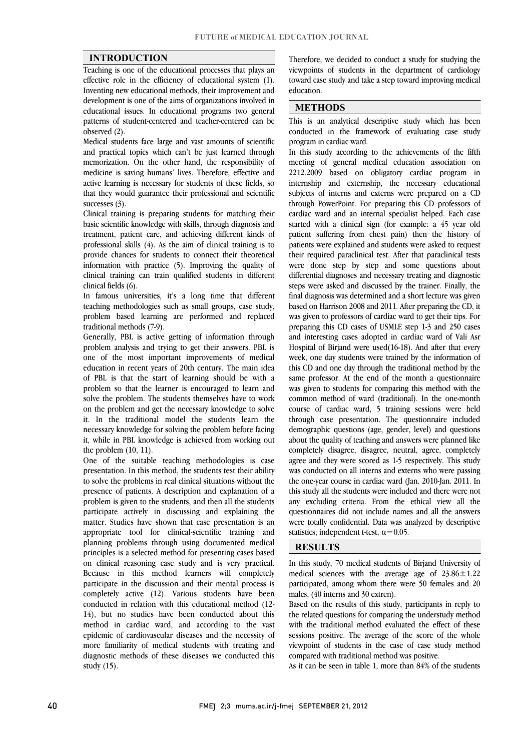## INTRODUCTION

Teaching is one of the educational processes that plays an effective role in the efficiency of educational system (1). Inventing new educational methods, their improvement and development is one of the aims of organizations involved in educational issues. In educational programs two general patterns of student-centered and teacher-centered can be observed (2).

Medical students face large and vast amounts of scientific and practical topics which can't be just learned through memorization. On the other hand, the responsibility of medicine is saving humans' lives. Therefore, effective and active learning is necessary for students of these fields, so that they would guarantee their professional and scientific successes (3).

Clinical training is preparing students for matching their basic scientific knowledge with skills, through diagnosis and treatment, patient care, and achieving different kinds of professional skills (4). As the aim of clinical training is to provide chances for students to connect their theoretical information with practice (5). Improving the quality of clinical training can train qualified students in different clinical fields (6).

In famous universities, it's a long time that different teaching methodologies such as small groups, case study, problem based learning are performed and replaced traditional methods (7-9).

Generally, PBL is active getting of information through problem analysis and trying to get their answers. PBL is one of the most important improvements of medical education in recent years of 20th century. The main idea of PBL is that the start of learning should be with a problem so that the learner is encouraged to learn and solve the problem. The students themselves have to work on the problem and get the necessary knowledge to solve it. In the traditional model the students learn the necessary knowledge for solving the problem before facing it, while in PBL knowledge is achieved from working out the problem (10, 11).

One of the suitable teaching methodologies is case presentation. In this method, the students test their ability to solve the problems in real clinical situations without the presence of patients. A description and explanation of a problem is given to the students, and then all the students participate actively in discussing and explaining the matter. Studies have shown that case presentation is an appropriate tool for clinical-scientific training and planning problems through using documented medical principles is a selected method for presenting cases based on clinical reasoning case study and is very practical. Because in this method learners will completely participate in the discussion and their mental process is completely active (12). Various students have been conducted in relation with this educational method (12-14), but no studies have been conducted about this method in cardiac ward, and according to the vast epidemic of cardiovascular diseases and the necessity of more familiarity of medical students with treating and diagnostic methods of these diseases we conducted this study (15).

Therefore, we decided to conduct a study for studying the viewpoints of students in the department of cardiology toward case study and take a step toward improving medical education.

## METHODS

This is an analytical descriptive study which has been conducted in the framework of evaluating case study program in cardiac ward.

In this study according to the achievements of the fifth meeting of general medical education association on 2212.2009 based on obligatory cardiac program in internship and externship, the necessary educational subjects of interns and externs were prepared on a CD through PowerPoint. For preparing this CD professors of cardiac ward and an internal specialist helped. Each case started with a clinical sign (for example: a 45 year old patient suffering from chest pain) then the history of patients were explained and students were asked to request their required paraclinical test. After that paraclinical tests were done step by step and some questions about differential diagnoses and necessary treating and diagnostic steps were asked and discussed by the trainer. Finally, the final diagnosis was determined and a short lecture was given based on Harrison 2008 and 2011. After preparing the CD, it was given to professors of cardiac ward to get their tips. For preparing this CD cases of USMLE step 1-3 and 250 cases and interesting cases adopted in cardiac ward of Vali Asr Hospital of Birjand were used(16-18). And after that every week, one day students were trained by the information of this CD and one day through the traditional method by the same professor. At the end of the month a questionnaire was given to students for comparing this method with the common method of ward (traditional). In the one-month course of cardiac ward, 5 training sessions were held through case presentation. The questionnaire included demographic questions (age, gender, level) and questions about the quality of teaching and answers were planned like completely disagree, disagree, neutral, agree, completely agree and they were scored as 1-5 respectively. This study was conducted on all interns and externs who were passing the one-year course in cardiac ward (Jan. 2010-Jan. 2011. In this study all the students were included and there were not any excluding criteria. From the ethical view all the questionnaires did not include names and all the answers were totally confidential. Data was analyzed by descriptive statistics; independent t-test, $\alpha=0.05$.

## RESULTS

In this study, 70 medical students of Birjand University of medical sciences with the average age of $23.86\pm1.22$ participated, among whom there were 50 females and 20 males, (40 interns and 30 extren).

Based on the results of this study, participants in reply to the related questions for comparing the understudy method with the traditional method evaluated the effect of these sessions positive. The average of the score of the whole viewpoint of students in the case of case study method compared with traditional method was positive.

As it can be seen in table 1, more than 84% of the students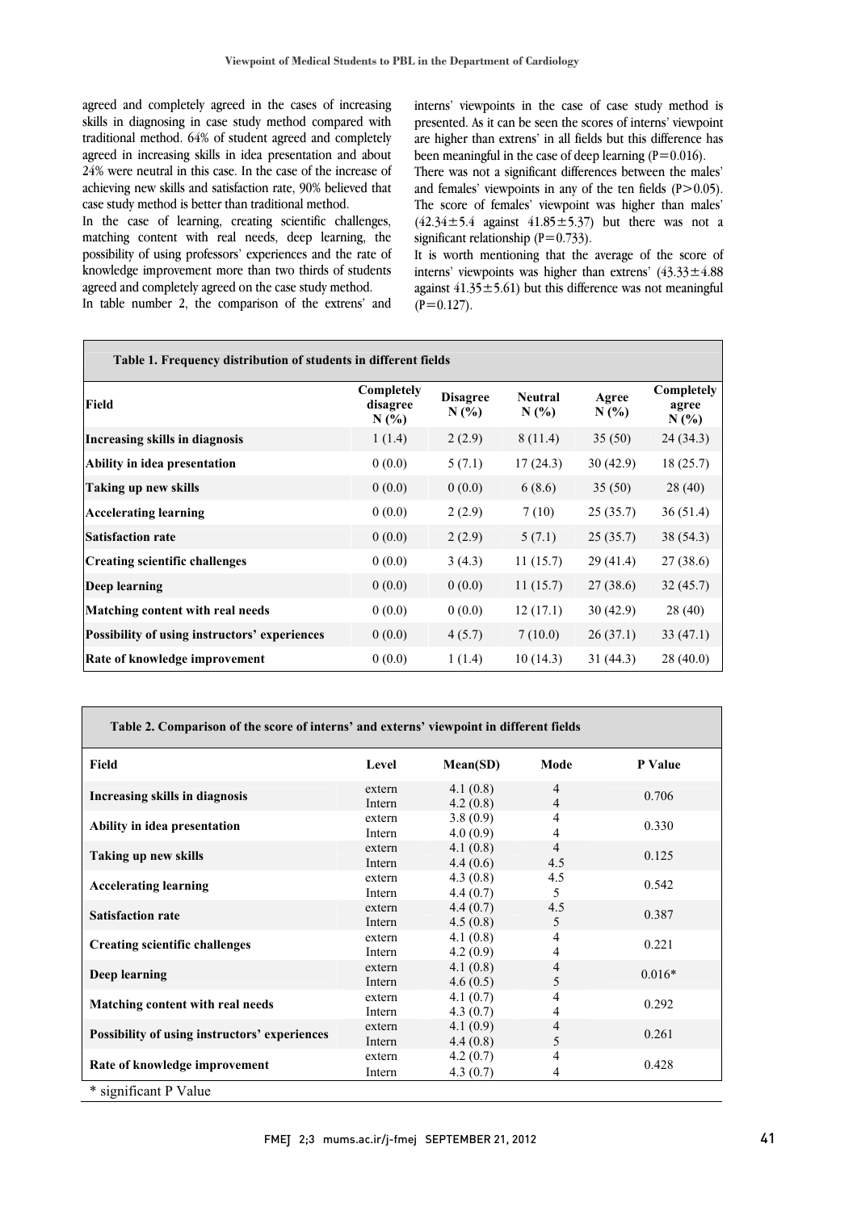agreed and completely agreed in the cases of increasing skills in diagnosing in case study method compared with traditional method. 64% of student agreed and completely agreed in increasing skills in idea presentation and about 24% were neutral in this case. In the case of the increase of achieving new skills and satisfaction rate, 90% believed that case study method is better than traditional method.

In the case of learning, creating scientific challenges, matching content with real needs, deep learning, the possibility of using professors' experiences and the rate of knowledge improvement more than two thirds of students agreed and completely agreed on the case study method.

In table number 2, the comparison of the extrens' and interns' viewpoints in the case of case study method is presented. As it can be seen the scores of interns' viewpoint are higher than extrens' in all fields but this difference has been meaningful in the case of deep learning (P=0.016).

There was not a significant differences between the males' and females' viewpoints in any of the ten fields (P>0.05). The score of females' viewpoint was higher than males' (42.34±5.4 against 41.85±5.37) but there was not a significant relationship (P=0.733).

It is worth mentioning that the average of the score of interns' viewpoints was higher than extrens' (43.33±4.88 against 41.35±5.61) but this difference was not meaningful (P=0.127).

**Table 1. Frequency distribution of students in different fields**

| Field | Completely disagree N (%) | Disagree N (%) | Neutral N (%) | Agree N (%) | Completely agree N (%) |
|---|---|---|---|---|---|
| **Increasing skills in diagnosis** | 1 (1.4) | 2 (2.9) | 8 (11.4) | 35 (50) | 24 (34.3) |
| **Ability in idea presentation** | 0 (0.0) | 5 (7.1) | 17 (24.3) | 30 (42.9) | 18 (25.7) |
| **Taking up new skills** | 0 (0.0) | 0 (0.0) | 6 (8.6) | 35 (50) | 28 (40) |
| **Accelerating learning** | 0 (0.0) | 2 (2.9) | 7 (10) | 25 (35.7) | 36 (51.4) |
| **Satisfaction rate** | 0 (0.0) | 2 (2.9) | 5 (7.1) | 25 (35.7) | 38 (54.3) |
| **Creating scientific challenges** | 0 (0.0) | 3 (4.3) | 11 (15.7) | 29 (41.4) | 27 (38.6) |
| **Deep learning** | 0 (0.0) | 0 (0.0) | 11 (15.7) | 27 (38.6) | 32 (45.7) |
| **Matching content with real needs** | 0 (0.0) | 0 (0.0) | 12 (17.1) | 30 (42.9) | 28 (40) |
| **Possibility of using instructors' experiences** | 0 (0.0) | 4 (5.7) | 7 (10.0) | 26 (37.1) | 33 (47.1) |
| **Rate of knowledge improvement** | 0 (0.0) | 1 (1.4) | 10 (14.3) | 31 (44.3) | 28 (40.0) |

**Table 2. Comparison of the score of interns' and externs' viewpoint in different fields**

| Field | Level | Mean(SD) | Mode | P Value |
|---|---|---|---|---|
| **Increasing skills in diagnosis** | extern | 4.1 (0.8) | 4 | 0.706 |
| | Intern | 4.2 (0.8) | 4 | |
| **Ability in idea presentation** | extern | 3.8 (0.9) | 4 | 0.330 |
| | Intern | 4.0 (0.9) | 4 | |
| **Taking up new skills** | extern | 4.1 (0.8) | 4 | 0.125 |
| | Intern | 4.4 (0.6) | 4.5 | |
| **Accelerating learning** | extern | 4.3 (0.8) | 4.5 | 0.542 |
| | Intern | 4.4 (0.7) | 5 | |
| **Satisfaction rate** | extern | 4.4 (0.7) | 4.5 | 0.387 |
| | Intern | 4.5 (0.8) | 5 | |
| **Creating scientific challenges** | extern | 4.1 (0.8) | 4 | 0.221 |
| | Intern | 4.2 (0.9) | 4 | |
| **Deep learning** | extern | 4.1 (0.8) | 4 | 0.016* |
| | Intern | 4.6 (0.5) | 5 | |
| **Matching content with real needs** | extern | 4.1 (0.7) | 4 | 0.292 |
| | Intern | 4.3 (0.7) | 4 | |
| **Possibility of using instructors' experiences** | extern | 4.1 (0.9) | 4 | 0.261 |
| | Intern | 4.4 (0.8) | 5 | |
| **Rate of knowledge improvement** | extern | 4.2 (0.7) | 4 | 0.428 |
| | Intern | 4.3 (0.7) | 4 | |

* significant P Value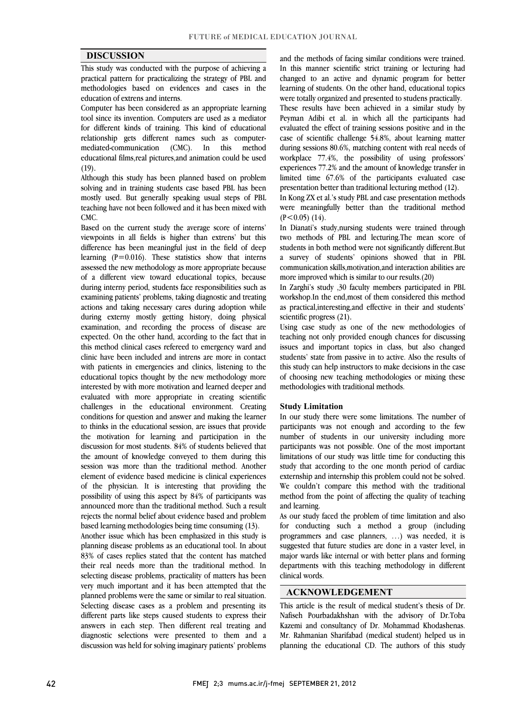## DISCUSSION

This study was conducted with the purpose of achieving a practical pattern for practicalizing the strategy of PBL and methodologies based on evidences and cases in the education of extrens and interns.

Computer has been considered as an appropriate learning tool since its invention. Computers are used as a mediator for different kinds of training. This kind of educational relationship gets different names such as computer-mediated-communication (CMC). In this method educational films,real pictures,and animation could be used (19).

Although this study has been planned based on problem solving and in training students case based PBL has been mostly used. But generally speaking usual steps of PBL teaching have not been followed and it has been mixed with CMC.

Based on the current study the average score of interns' viewpoints in all fields is higher than extrens' but this difference has been meaningful just in the field of deep learning ($P=0.016$). These statistics show that interns assessed the new methodology as more appropriate because of a different view toward educational topics, because during interny period, students face responsibilities such as examining patients' problems, taking diagnostic and treating actions and taking necessary cares during adoption while during externy mostly getting history, doing physical examination, and recording the process of disease are expected. On the other hand, according to the fact that in this method clinical cases refereed to emergency ward and clinic have been included and intrens are more in contact with patients in emergencies and clinics, listening to the educational topics thought by the new methodology more interested by with more motivation and learned deeper and evaluated with more appropriate in creating scientific challenges in the educational environment. Creating conditions for question and answer and making the learner to thinks in the educational session, are issues that provide the motivation for learning and participation in the discussion for most students. 84% of students believed that the amount of knowledge conveyed to them during this session was more than the traditional method. Another element of evidence based medicine is clinical experiences of the physician. It is interesting that providing the possibility of using this aspect by 84% of participants was announced more than the traditional method. Such a result rejects the normal belief about evidence based and problem based learning methodologies being time consuming (13).

Another issue which has been emphasized in this study is planning disease problems as an educational tool. In about 83% of cases replies stated that the content has matched their real needs more than the traditional method. In selecting disease problems, practicality of matters has been very much important and it has been attempted that the planned problems were the same or similar to real situation. Selecting disease cases as a problem and presenting its different parts like steps caused students to express their answers in each step. Then different real treating and diagnostic selections were presented to them and a discussion was held for solving imaginary patients' problems and the methods of facing similar conditions were trained. In this manner scientific strict training or lecturing had changed to an active and dynamic program for better learning of students. On the other hand, educational topics were totally organized and presented to studens practically.

These results have been achieved in a similar study by Peyman Adibi et al. in which all the participants had evaluated the effect of training sessions positive and in the case of scientific challenge 54.8%, about learning matter during sessions 80.6%, matching content with real needs of workplace 77.4%, the possibility of using professors' experiences 77.2% and the amount of knowledge transfer in limited time 67.6% of the participants evaluated case presentation better than traditional lecturing method (12).

In Kong ZX et al.'s study PBL and case presentation methods were meaningfully better than the traditional method ($P<0.05$) (14).

In Dianati's study,nursing students were trained through two methods of PBL and lecturing.The mean score of students in both method were not significantly different.But a survey of students' opinions showed that in PBL communication skills,motivation,and interaction abilities are more improved which is similar to our results.(20)

In Zarghi's study ,30 faculty members participated in PBL workshop.In the end,most of them considered this method as practical,interesting,and effective in their and students' scientific progress (21).

Using case study as one of the new methodologies of teaching not only provided enough chances for discussing issues and important topics in class, but also changed students' state from passive in to active. Also the results of this study can help instructors to make decisions in the case of choosing new teaching methodologies or mixing these methodologies with traditional methods.

### Study Limitation

In our study there were some limitations. The number of participants was not enough and according to the few number of students in our university including more participants was not possible. One of the most important limitations of our study was little time for conducting this study that according to the one month period of cardiac externship and internship this problem could not be solved. We couldn't compare this method with the traditional method from the point of affecting the quality of teaching and learning.

As our study faced the problem of time limitation and also for conducting such a method a group (including programmers and case planners, …) was needed, it is suggested that future studies are done in a vaster level, in major wards like internal or with better plans and forming departments with this teaching methodology in different clinical words.

## ACKNOWLEDGEMENT

This article is the result of medical student's thesis of Dr. Nafiseh Pourbadakhshan with the advisory of Dr.Toba Kazemi and consultancy of Dr. Mohammad Khodashenas. Mr. Rahmanian Sharifabad (medical student) helped us in planning the educational CD. The authors of this study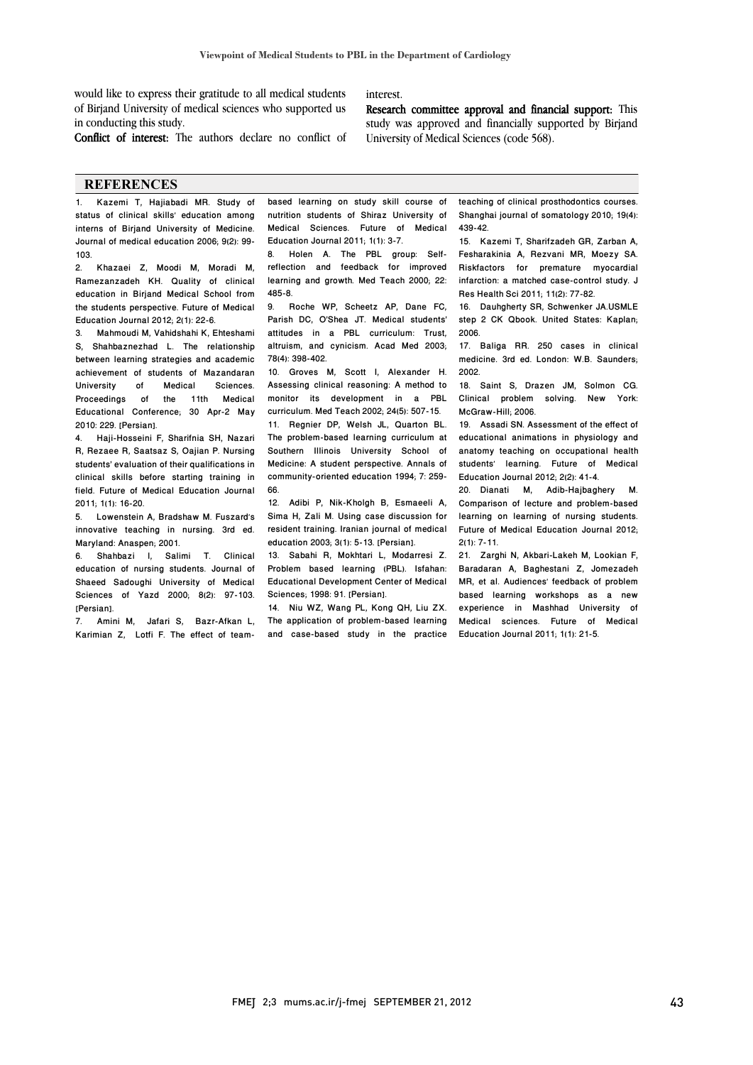would like to express their gratitude to all medical students of Birjand University of medical sciences who supported us in conducting this study.

**Conflict of interest:** The authors declare no conflict of interest.

**Research committee approval and financial support:** This study was approved and financially supported by Birjand University of Medical Sciences (code 568).

## REFERENCES

1. Kazemi T, Hajiabadi MR. Study of status of clinical skills' education among interns of Birjand University of Medicine. Journal of medical education 2006; 9(2): 99-103.
2. Khazaei Z, Moodi M, Moradi M, Ramezanzadeh KH. Quality of clinical education in Birjand Medical School from the students perspective. Future of Medical Education Journal 2012; 2(1): 22-6.
3. Mahmoudi M, Vahidshahi K, Ehteshami S, Shahbaznezhad L. The relationship between learning strategies and academic achievement of students of Mazandaran University of Medical Sciences. Proceedings of the 11th Medical Educational Conference; 30 Apr-2 May 2010: 229. [Persian].
4. Haji-Hosseini F, Sharifnia SH, Nazari R, Rezaee R, Saatsaz S, Oajian P. Nursing students' evaluation of their qualifications in clinical skills before starting training in field. Future of Medical Education Journal 2011; 1(1): 16-20.
5. Lowenstein A, Bradshaw M. Fuszard's innovative teaching in nursing. 3rd ed. Maryland: Anaspen; 2001.
6. Shahbazi I, Salimi T. Clinical education of nursing students. Journal of Shaeed Sadoughi University of Medical Sciences of Yazd 2000; 8(2): 97-103. [Persian].
7. Amini M, Jafari S, Bazr-Afkan L, Karimian Z, Lotfi F. The effect of team-based learning on study skill course of nutrition students of Shiraz University of Medical Sciences. Future of Medical Education Journal 2011; 1(1): 3-7.
8. Holen A. The PBL group: Self-reflection and feedback for improved learning and growth. Med Teach 2000; 22: 485-8.
9. Roche WP, Scheetz AP, Dane FC, Parish DC, O'Shea JT. Medical students' attitudes in a PBL curriculum: Trust, altruism, and cynicism. Acad Med 2003; 78(4): 398-402.
10. Groves M, Scott I, Alexander H. Assessing clinical reasoning: A method to monitor its development in a PBL curriculum. Med Teach 2002; 24(5): 507-15.
11. Regnier DP, Welsh JL, Quarton BL. The problem-based learning curriculum at Southern Illinois University School of Medicine: A student perspective. Annals of community-oriented education 1994; 7: 259-66.
12. Adibi P, Nik-Kholgh B, Esmaeeli A, Sima H, Zali M. Using case discussion for resident training. Iranian journal of medical education 2003; 3(1): 5-13. [Persian].
13. Sabahi R, Mokhtari L, Modarresi Z. Problem based learning (PBL). Isfahan: Educational Development Center of Medical Sciences; 1998: 91. [Persian].
14. Niu WZ, Wang PL, Kong QH, Liu ZX. The application of problem-based learning and case-based study in the practice teaching of clinical prosthodontics courses. Shanghai journal of somatology 2010; 19(4): 439-42.
15. Kazemi T, Sharifzadeh GR, Zarban A, Fesharakinia A, Rezvani MR, Moezy SA. Riskfactors for premature myocardial infarction: a matched case-control study. J Res Health Sci 2011; 11(2): 77-82.
16. Dauhgherty SR, Schwenker JA.USMLE step 2 CK Qbook. United States: Kaplan; 2006.
17. Baliga RR. 250 cases in clinical medicine. 3rd ed. London: W.B. Saunders; 2002.
18. Saint S, Drazen JM, Solmon CG. Clinical problem solving. New York: McGraw-Hill; 2006.
19. Assadi SN. Assessment of the effect of educational animations in physiology and anatomy teaching on occupational health students' learning. Future of Medical Education Journal 2012; 2(2): 41-4.
20. Dianati M, Adib-Hajbaghery M. Comparison of lecture and problem-based learning on learning of nursing students. Future of Medical Education Journal 2012; 2(1): 7-11.
21. Zarghi N, Akbari-Lakeh M, Lookian F, Baradaran A, Baghestani Z, Jomezadeh MR, et al. Audiences' feedback of problem based learning workshops as a new experience in Mashhad University of Medical sciences. Future of Medical Education Journal 2011; 1(1): 21-5.